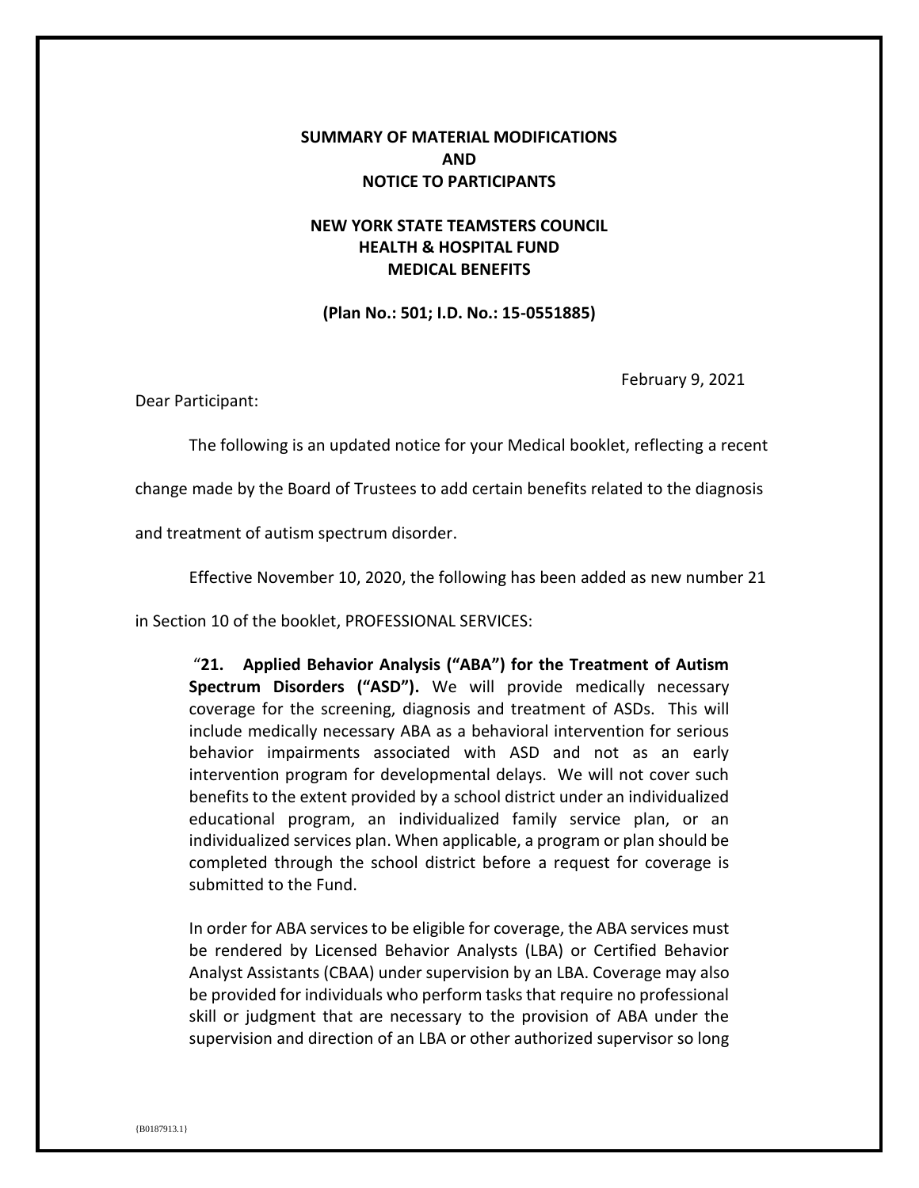**SUMMARY OF MATERIAL MODIFICATIONS**
**AND**
**NOTICE TO PARTICIPANTS**

**NEW YORK STATE TEAMSTERS COUNCIL**
**HEALTH & HOSPITAL FUND**
**MEDICAL BENEFITS**

**(Plan No.: 501; I.D. No.: 15-0551885)**

February 9, 2021

Dear Participant:

The following is an updated notice for your Medical booklet, reflecting a recent change made by the Board of Trustees to add certain benefits related to the diagnosis and treatment of autism spectrum disorder.

Effective November 10, 2020, the following has been added as new number 21 in Section 10 of the booklet, PROFESSIONAL SERVICES:

> "**21. Applied Behavior Analysis ("ABA") for the Treatment of Autism Spectrum Disorders ("ASD").** We will provide medically necessary coverage for the screening, diagnosis and treatment of ASDs. This will include medically necessary ABA as a behavioral intervention for serious behavior impairments associated with ASD and not as an early intervention program for developmental delays. We will not cover such benefits to the extent provided by a school district under an individualized educational program, an individualized family service plan, or an individualized services plan. When applicable, a program or plan should be completed through the school district before a request for coverage is submitted to the Fund.
>
> In order for ABA services to be eligible for coverage, the ABA services must be rendered by Licensed Behavior Analysts (LBA) or Certified Behavior Analyst Assistants (CBAA) under supervision by an LBA. Coverage may also be provided for individuals who perform tasks that require no professional skill or judgment that are necessary to the provision of ABA under the supervision and direction of an LBA or other authorized supervisor so long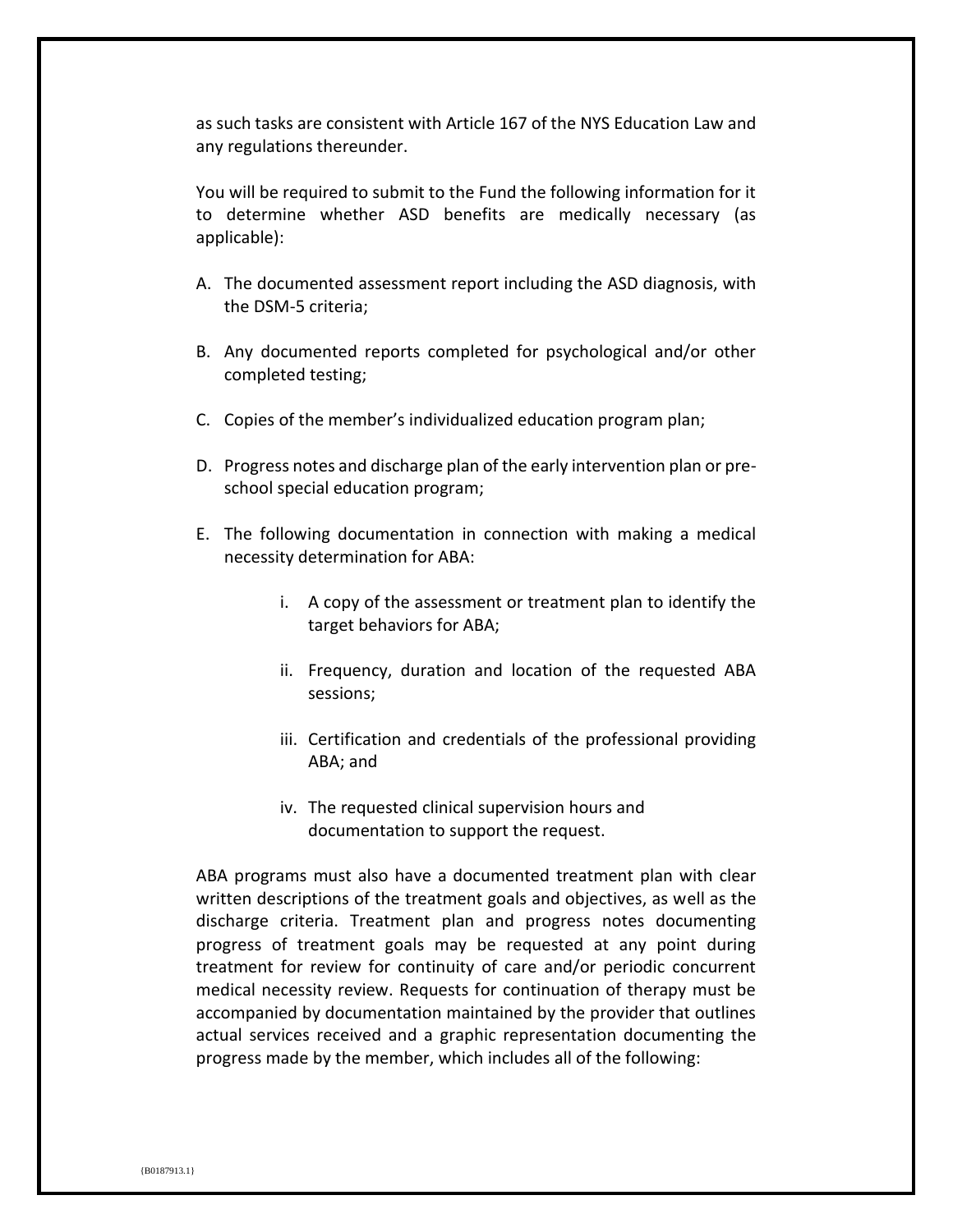as such tasks are consistent with Article 167 of the NYS Education Law and any regulations thereunder.

You will be required to submit to the Fund the following information for it to determine whether ASD benefits are medically necessary (as applicable):

A. The documented assessment report including the ASD diagnosis, with the DSM-5 criteria;

B. Any documented reports completed for psychological and/or other completed testing;

C. Copies of the member's individualized education program plan;

D. Progress notes and discharge plan of the early intervention plan or pre-school special education program;

E. The following documentation in connection with making a medical necessity determination for ABA:

   i. A copy of the assessment or treatment plan to identify the target behaviors for ABA;

   ii. Frequency, duration and location of the requested ABA sessions;

   iii. Certification and credentials of the professional providing ABA; and

   iv. The requested clinical supervision hours and documentation to support the request.

ABA programs must also have a documented treatment plan with clear written descriptions of the treatment goals and objectives, as well as the discharge criteria. Treatment plan and progress notes documenting progress of treatment goals may be requested at any point during treatment for review for continuity of care and/or periodic concurrent medical necessity review. Requests for continuation of therapy must be accompanied by documentation maintained by the provider that outlines actual services received and a graphic representation documenting the progress made by the member, which includes all of the following: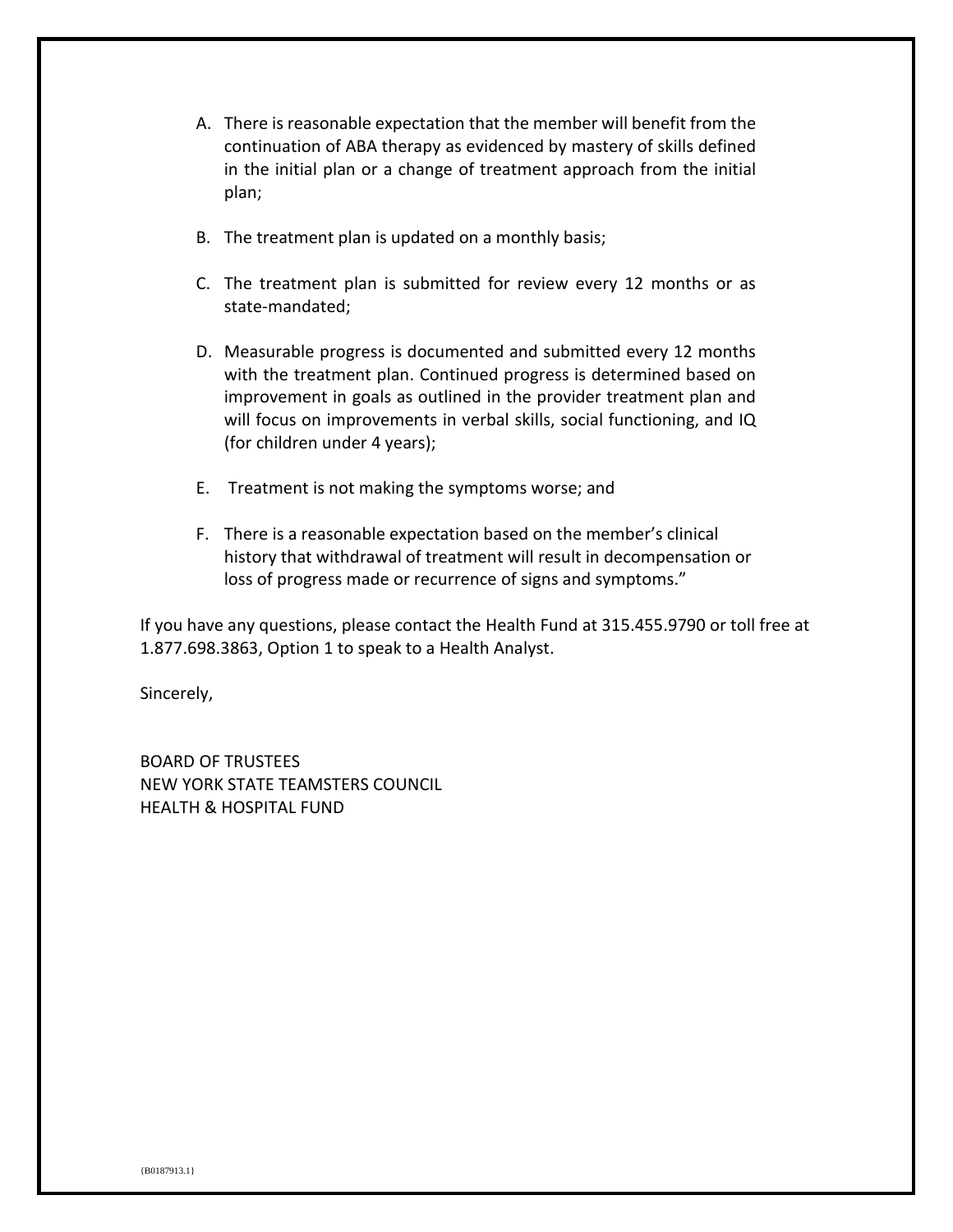A. There is reasonable expectation that the member will benefit from the continuation of ABA therapy as evidenced by mastery of skills defined in the initial plan or a change of treatment approach from the initial plan;

B. The treatment plan is updated on a monthly basis;

C. The treatment plan is submitted for review every 12 months or as state-mandated;

D. Measurable progress is documented and submitted every 12 months with the treatment plan. Continued progress is determined based on improvement in goals as outlined in the provider treatment plan and will focus on improvements in verbal skills, social functioning, and IQ (for children under 4 years);

E. Treatment is not making the symptoms worse; and

F. There is a reasonable expectation based on the member's clinical history that withdrawal of treatment will result in decompensation or loss of progress made or recurrence of signs and symptoms."

If you have any questions, please contact the Health Fund at 315.455.9790 or toll free at 1.877.698.3863, Option 1 to speak to a Health Analyst.

Sincerely,

BOARD OF TRUSTEES
NEW YORK STATE TEAMSTERS COUNCIL
HEALTH & HOSPITAL FUND

{B0187913.1}